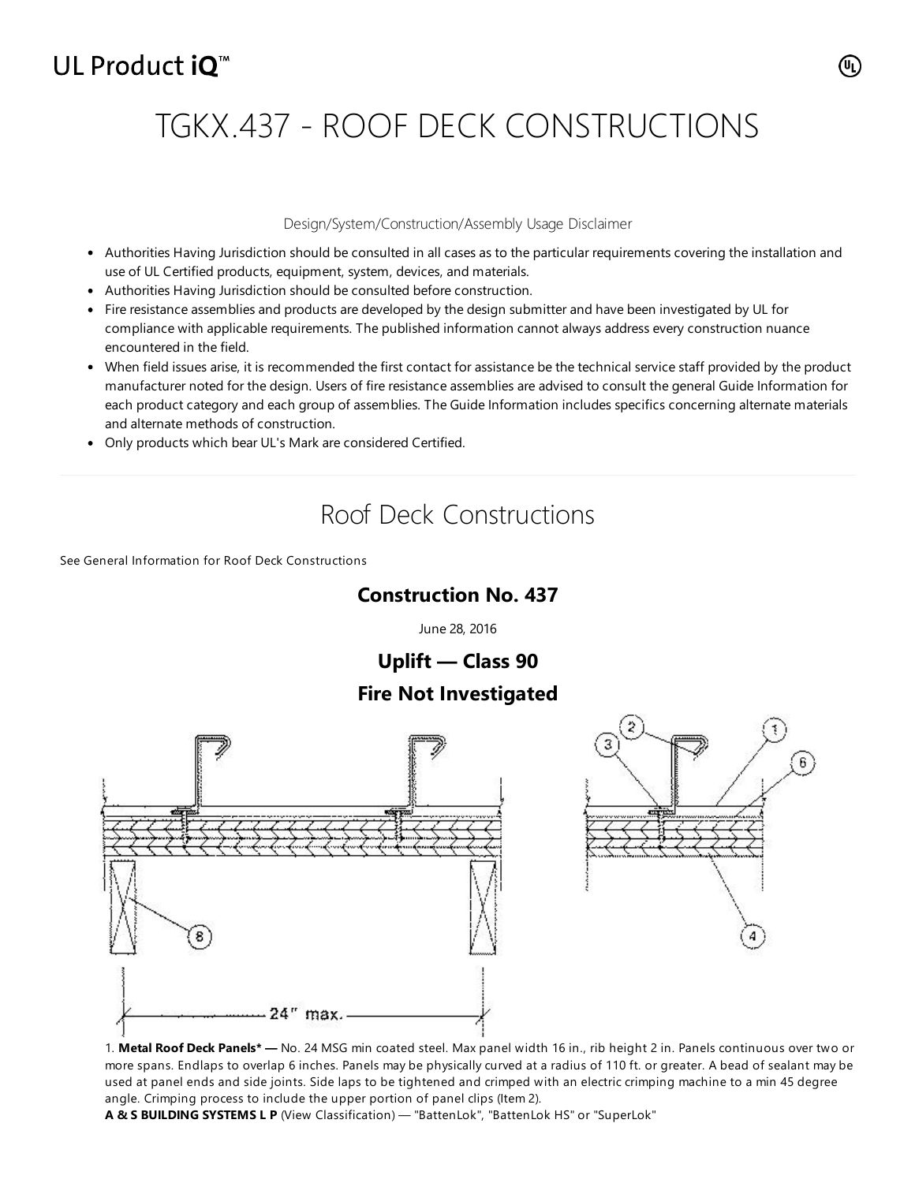UL Product iQ™

# TGKX.437 - ROOF DECK CONSTRUCTIONS

Design/System/Construction/Assembly Usage Disclaimer

- Authorities Having Jurisdiction should be consulted in all cases as to the particular requirements covering the installation and use of UL Certified products, equipment, system, devices, and materials.
- Authorities Having Jurisdiction should be consulted before construction.
- Fire resistance assemblies and products are developed by the design submitter and have been investigated by UL for compliance with applicable requirements. The published information cannot always address every construction nuance encountered in the field.
- When field issues arise, it is recommended the first contact for assistance be the technical service staff provided by the product manufacturer noted for the design. Users of fire resistance assemblies are advised to consult the general Guide Information for each product category and each group of assemblies. The Guide Information includes specifics concerning alternate materials and alternate methods of construction.
- Only products which bear UL's Mark are considered Certified.

## Roof Deck Constructions

See General Information for Roof Deck Constructions

### Construction No. 437

June 28, 2016

### Uplift — Class 90

### Fire Not Investigated

24" max.

1. **Metal Roof Deck Panels\* —** No. 24 MSG min coated steel. Max panel width 16 in., rib height 2 in. Panels continuous over two or more spans. Endlaps to overlap 6 inches. Panels may be physically curved at a radius of 110 ft. or greater. A bead of sealant may be used at panel ends and side joints. Side laps to be tightened and crimped with an electric crimping machine to a min 45 degree angle. Crimping process to include the upper portion of panel clips (Item 2).
**A & S BUILDING SYSTEMS L P** (View Classification) — "BattenLok", "BattenLok HS" or "SuperLok"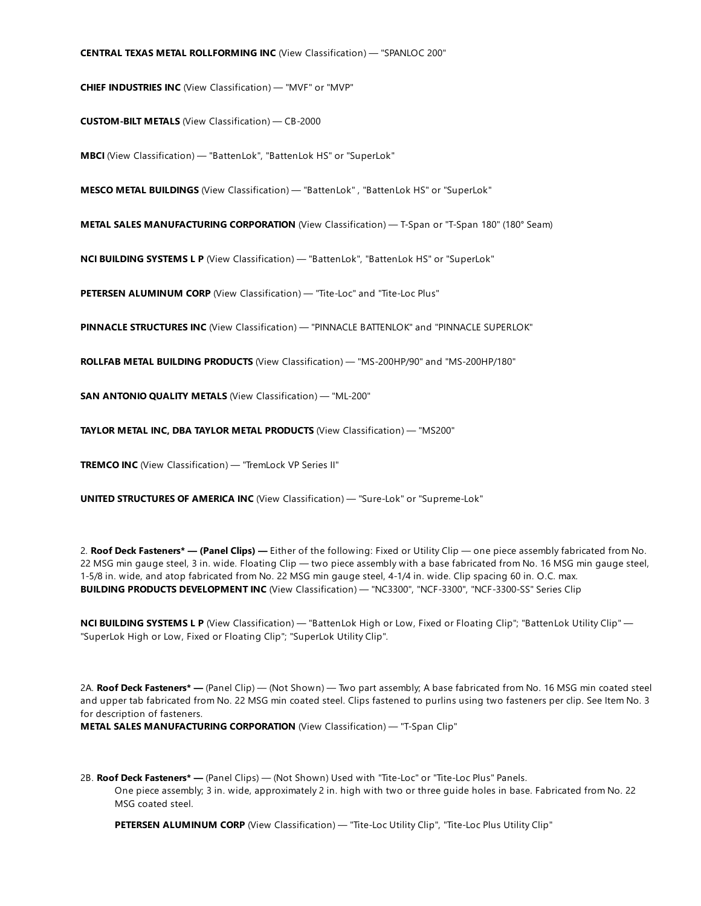**CENTRAL TEXAS METAL ROLLFORMING INC** (View Classification) — "SPANLOC 200"

**CHIEF INDUSTRIES INC** (View Classification) — "MVF" or "MVP"

**CUSTOM-BILT METALS** (View Classification) — CB-2000

**MBCI** (View Classification) — "BattenLok", "BattenLok HS" or "SuperLok"

**MESCO METAL BUILDINGS** (View Classification) — "BattenLok" , "BattenLok HS" or "SuperLok"

**METAL SALES MANUFACTURING CORPORATION** (View Classification) — T-Span or "T-Span 180" (180° Seam)

**NCI BUILDING SYSTEMS L P** (View Classification) — "BattenLok", "BattenLok HS" or "SuperLok"

**PETERSEN ALUMINUM CORP** (View Classification) — "Tite-Loc" and "Tite-Loc Plus"

**PINNACLE STRUCTURES INC** (View Classification) — "PINNACLE BATTENLOK" and "PINNACLE SUPERLOK"

**ROLLFAB METAL BUILDING PRODUCTS** (View Classification) — "MS-200HP/90" and "MS-200HP/180"

**SAN ANTONIO QUALITY METALS** (View Classification) — "ML-200"

**TAYLOR METAL INC, DBA TAYLOR METAL PRODUCTS** (View Classification) — "MS200"

**TREMCO INC** (View Classification) — "TremLock VP Series II"

**UNITED STRUCTURES OF AMERICA INC** (View Classification) — "Sure-Lok" or "Supreme-Lok"

2. **Roof Deck Fasteners* — (Panel Clips) —** Either of the following: Fixed or Utility Clip — one piece assembly fabricated from No. 22 MSG min gauge steel, 3 in. wide. Floating Clip — two piece assembly with a base fabricated from No. 16 MSG min gauge steel, 1-5/8 in. wide, and atop fabricated from No. 22 MSG min gauge steel, 4-1/4 in. wide. Clip spacing 60 in. O.C. max.
**BUILDING PRODUCTS DEVELOPMENT INC** (View Classification) — "NC3300", "NCF-3300", "NCF-3300-SS" Series Clip

**NCI BUILDING SYSTEMS L P** (View Classification) — "BattenLok High or Low, Fixed or Floating Clip"; "BattenLok Utility Clip" — "SuperLok High or Low, Fixed or Floating Clip"; "SuperLok Utility Clip".

2A. **Roof Deck Fasteners* —** (Panel Clip) — (Not Shown) — Two part assembly; A base fabricated from No. 16 MSG min coated steel and upper tab fabricated from No. 22 MSG min coated steel. Clips fastened to purlins using two fasteners per clip. See Item No. 3 for description of fasteners.
**METAL SALES MANUFACTURING CORPORATION** (View Classification) — "T-Span Clip"

2B. **Roof Deck Fasteners* —** (Panel Clips) — (Not Shown) Used with "Tite-Loc" or "Tite-Loc Plus" Panels.
One piece assembly; 3 in. wide, approximately 2 in. high with two or three guide holes in base. Fabricated from No. 22 MSG coated steel.

**PETERSEN ALUMINUM CORP** (View Classification) — "Tite-Loc Utility Clip", "Tite-Loc Plus Utility Clip"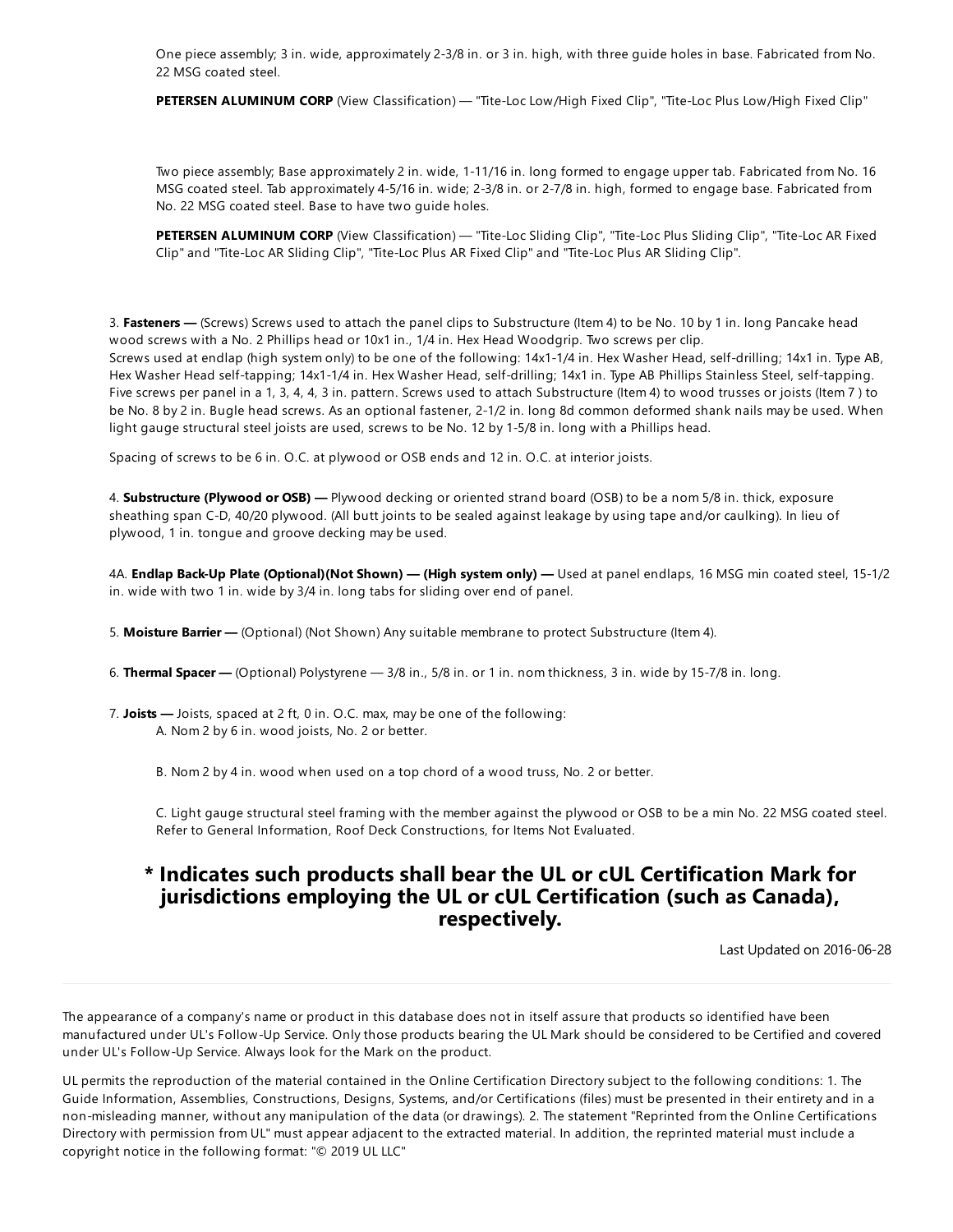One piece assembly; 3 in. wide, approximately 2-3/8 in. or 3 in. high, with three guide holes in base. Fabricated from No. 22 MSG coated steel.

**PETERSEN ALUMINUM CORP** (View Classification) — "Tite-Loc Low/High Fixed Clip", "Tite-Loc Plus Low/High Fixed Clip"

Two piece assembly; Base approximately 2 in. wide, 1-11/16 in. long formed to engage upper tab. Fabricated from No. 16 MSG coated steel. Tab approximately 4-5/16 in. wide; 2-3/8 in. or 2-7/8 in. high, formed to engage base. Fabricated from No. 22 MSG coated steel. Base to have two guide holes.

**PETERSEN ALUMINUM CORP** (View Classification) — "Tite-Loc Sliding Clip", "Tite-Loc Plus Sliding Clip", "Tite-Loc AR Fixed Clip" and "Tite-Loc AR Sliding Clip", "Tite-Loc Plus AR Fixed Clip" and "Tite-Loc Plus AR Sliding Clip".

3. **Fasteners —** (Screws) Screws used to attach the panel clips to Substructure (Item 4) to be No. 10 by 1 in. long Pancake head wood screws with a No. 2 Phillips head or 10x1 in., 1/4 in. Hex Head Woodgrip. Two screws per clip.
Screws used at endlap (high system only) to be one of the following: 14x1-1/4 in. Hex Washer Head, self-drilling; 14x1 in. Type AB, Hex Washer Head self-tapping; 14x1-1/4 in. Hex Washer Head, self-drilling; 14x1 in. Type AB Phillips Stainless Steel, self-tapping. Five screws per panel in a 1, 3, 4, 4, 3 in. pattern. Screws used to attach Substructure (Item 4) to wood trusses or joists (Item 7 ) to be No. 8 by 2 in. Bugle head screws. As an optional fastener, 2-1/2 in. long 8d common deformed shank nails may be used. When light gauge structural steel joists are used, screws to be No. 12 by 1-5/8 in. long with a Phillips head.

Spacing of screws to be 6 in. O.C. at plywood or OSB ends and 12 in. O.C. at interior joists.

4. **Substructure (Plywood or OSB) —** Plywood decking or oriented strand board (OSB) to be a nom 5/8 in. thick, exposure sheathing span C-D, 40/20 plywood. (All butt joints to be sealed against leakage by using tape and/or caulking). In lieu of plywood, 1 in. tongue and groove decking may be used.

4A. **Endlap Back-Up Plate (Optional)(Not Shown) — (High system only) —** Used at panel endlaps, 16 MSG min coated steel, 15-1/2 in. wide with two 1 in. wide by 3/4 in. long tabs for sliding over end of panel.

5. **Moisture Barrier —** (Optional) (Not Shown) Any suitable membrane to protect Substructure (Item 4).

6. **Thermal Spacer —** (Optional) Polystyrene — 3/8 in., 5/8 in. or 1 in. nom thickness, 3 in. wide by 15-7/8 in. long.

7. **Joists —** Joists, spaced at 2 ft, 0 in. O.C. max, may be one of the following:

A. Nom 2 by 6 in. wood joists, No. 2 or better.

B. Nom 2 by 4 in. wood when used on a top chord of a wood truss, No. 2 or better.

C. Light gauge structural steel framing with the member against the plywood or OSB to be a min No. 22 MSG coated steel. Refer to General Information, Roof Deck Constructions, for Items Not Evaluated.

## * Indicates such products shall bear the UL or cUL Certification Mark for jurisdictions employing the UL or cUL Certification (such as Canada), respectively.

Last Updated on 2016-06-28

The appearance of a company's name or product in this database does not in itself assure that products so identified have been manufactured under UL's Follow-Up Service. Only those products bearing the UL Mark should be considered to be Certified and covered under UL's Follow-Up Service. Always look for the Mark on the product.

UL permits the reproduction of the material contained in the Online Certification Directory subject to the following conditions: 1. The Guide Information, Assemblies, Constructions, Designs, Systems, and/or Certifications (files) must be presented in their entirety and in a non-misleading manner, without any manipulation of the data (or drawings). 2. The statement "Reprinted from the Online Certifications Directory with permission from UL" must appear adjacent to the extracted material. In addition, the reprinted material must include a copyright notice in the following format: "© 2019 UL LLC"